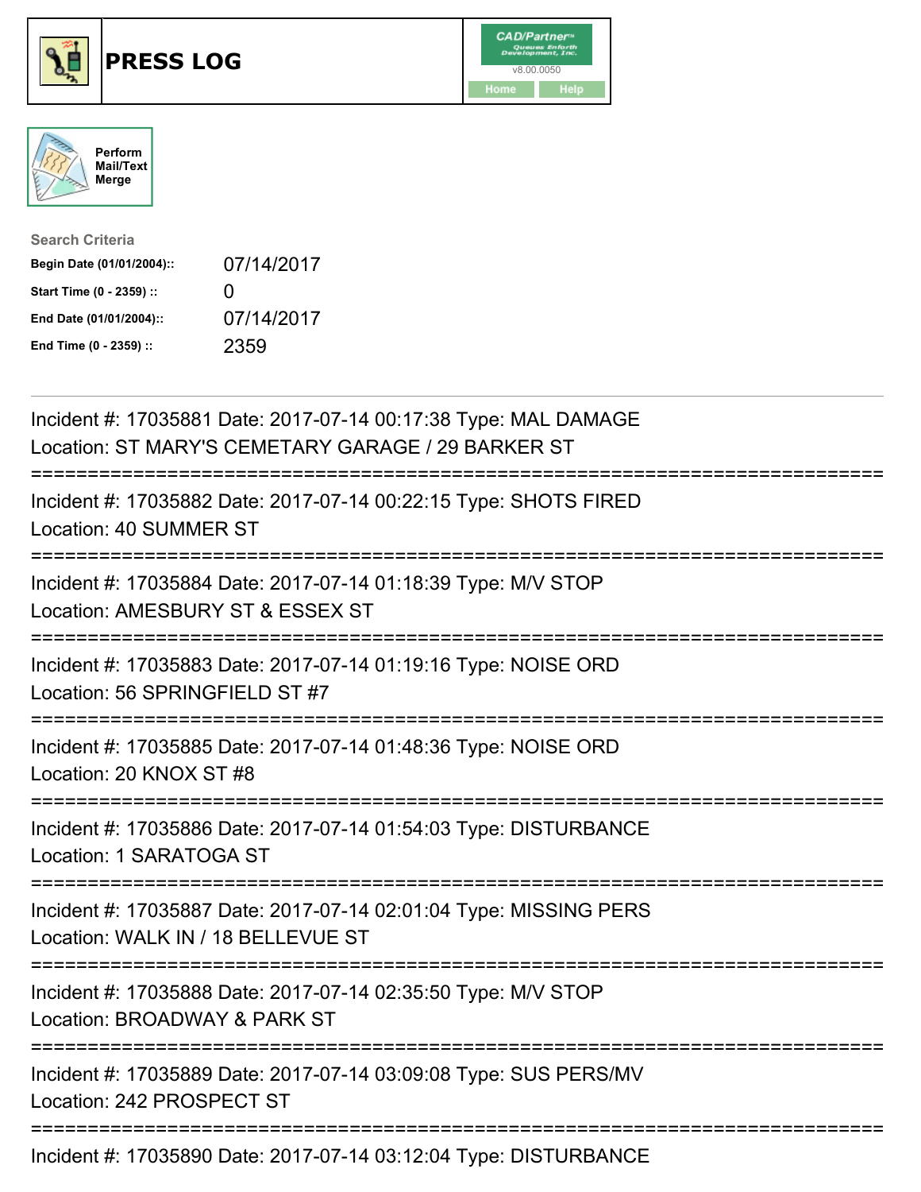# PRESS LOG

CAD/Partner v8.00.0050

Home | Help

Perform Mail/Text Merge

**Search Criteria**

| | |
|---|---|
| **Begin Date (01/01/2004)::** | 07/14/2017 |
| **Start Time (0 - 2359) ::** | 0 |
| **End Date (01/01/2004)::** | 07/14/2017 |
| **End Time (0 - 2359) ::** | 2359 |

---

Incident #: 17035881 Date: 2017-07-14 00:17:38 Type: MAL DAMAGE
Location: ST MARY'S CEMETARY GARAGE / 29 BARKER ST

===========================================================================

Incident #: 17035882 Date: 2017-07-14 00:22:15 Type: SHOTS FIRED
Location: 40 SUMMER ST

===========================================================================

Incident #: 17035884 Date: 2017-07-14 01:18:39 Type: M/V STOP
Location: AMESBURY ST & ESSEX ST

===========================================================================

Incident #: 17035883 Date: 2017-07-14 01:19:16 Type: NOISE ORD
Location: 56 SPRINGFIELD ST #7

===========================================================================

Incident #: 17035885 Date: 2017-07-14 01:48:36 Type: NOISE ORD
Location: 20 KNOX ST #8

===========================================================================

Incident #: 17035886 Date: 2017-07-14 01:54:03 Type: DISTURBANCE
Location: 1 SARATOGA ST

===========================================================================

Incident #: 17035887 Date: 2017-07-14 02:01:04 Type: MISSING PERS
Location: WALK IN / 18 BELLEVUE ST

===========================================================================

Incident #: 17035888 Date: 2017-07-14 02:35:50 Type: M/V STOP
Location: BROADWAY & PARK ST

===========================================================================

Incident #: 17035889 Date: 2017-07-14 03:09:08 Type: SUS PERS/MV
Location: 242 PROSPECT ST

===========================================================================

Incident #: 17035890 Date: 2017-07-14 03:12:04 Type: DISTURBANCE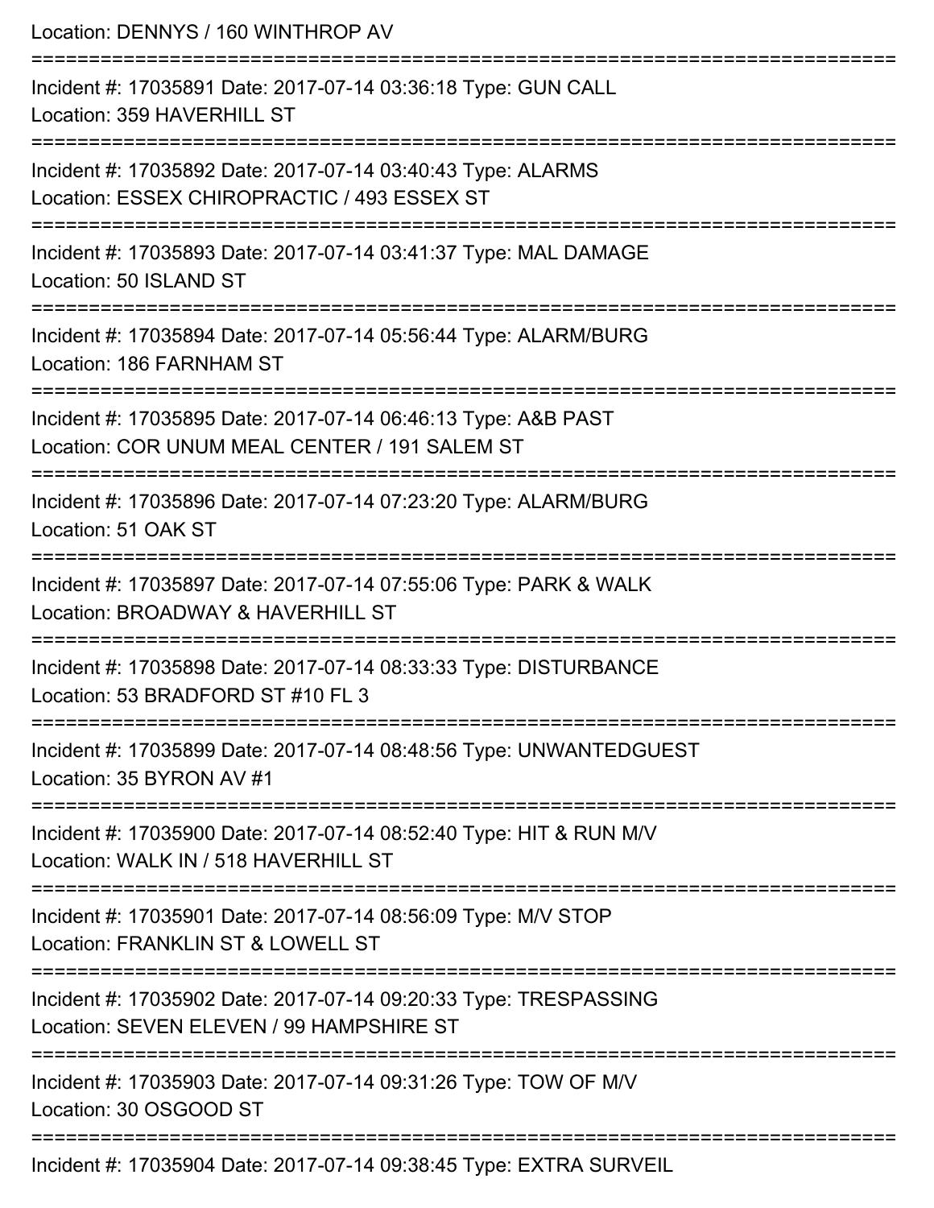Location: DENNYS / 160 WINTHROP AV

===========================================================================

Incident #: 17035891 Date: 2017-07-14 03:36:18 Type: GUN CALL
Location: 359 HAVERHILL ST

===========================================================================

Incident #: 17035892 Date: 2017-07-14 03:40:43 Type: ALARMS
Location: ESSEX CHIROPRACTIC / 493 ESSEX ST

===========================================================================

Incident #: 17035893 Date: 2017-07-14 03:41:37 Type: MAL DAMAGE
Location: 50 ISLAND ST

===========================================================================

Incident #: 17035894 Date: 2017-07-14 05:56:44 Type: ALARM/BURG
Location: 186 FARNHAM ST

===========================================================================

Incident #: 17035895 Date: 2017-07-14 06:46:13 Type: A&B PAST
Location: COR UNUM MEAL CENTER / 191 SALEM ST

===========================================================================

Incident #: 17035896 Date: 2017-07-14 07:23:20 Type: ALARM/BURG
Location: 51 OAK ST

===========================================================================

Incident #: 17035897 Date: 2017-07-14 07:55:06 Type: PARK & WALK
Location: BROADWAY & HAVERHILL ST

===========================================================================

Incident #: 17035898 Date: 2017-07-14 08:33:33 Type: DISTURBANCE
Location: 53 BRADFORD ST #10 FL 3

===========================================================================

Incident #: 17035899 Date: 2017-07-14 08:48:56 Type: UNWANTEDGUEST
Location: 35 BYRON AV #1

===========================================================================

Incident #: 17035900 Date: 2017-07-14 08:52:40 Type: HIT & RUN M/V
Location: WALK IN / 518 HAVERHILL ST

===========================================================================

Incident #: 17035901 Date: 2017-07-14 08:56:09 Type: M/V STOP
Location: FRANKLIN ST & LOWELL ST

===========================================================================

Incident #: 17035902 Date: 2017-07-14 09:20:33 Type: TRESPASSING
Location: SEVEN ELEVEN / 99 HAMPSHIRE ST

===========================================================================

Incident #: 17035903 Date: 2017-07-14 09:31:26 Type: TOW OF M/V
Location: 30 OSGOOD ST

===========================================================================

Incident #: 17035904 Date: 2017-07-14 09:38:45 Type: EXTRA SURVEIL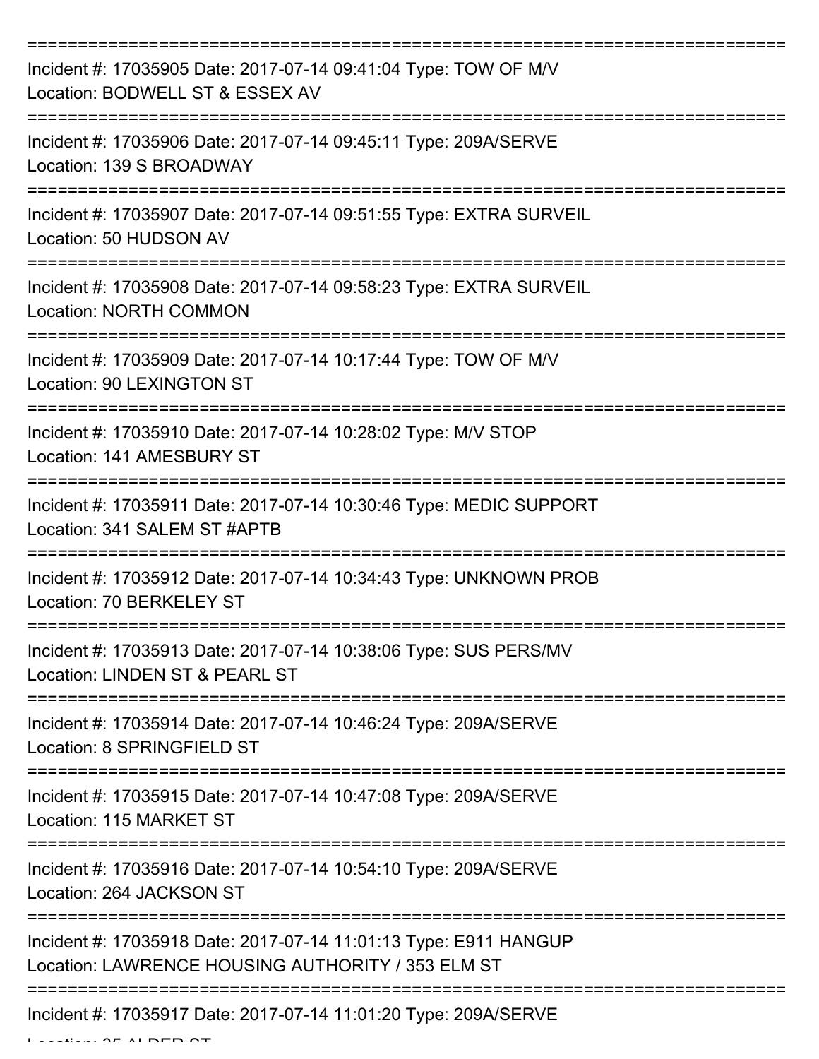===========================================================================

Incident #: 17035905 Date: 2017-07-14 09:41:04 Type: TOW OF M/V
Location: BODWELL ST & ESSEX AV

===========================================================================

Incident #: 17035906 Date: 2017-07-14 09:45:11 Type: 209A/SERVE
Location: 139 S BROADWAY

===========================================================================

Incident #: 17035907 Date: 2017-07-14 09:51:55 Type: EXTRA SURVEIL
Location: 50 HUDSON AV

===========================================================================

Incident #: 17035908 Date: 2017-07-14 09:58:23 Type: EXTRA SURVEIL
Location: NORTH COMMON

===========================================================================

Incident #: 17035909 Date: 2017-07-14 10:17:44 Type: TOW OF M/V
Location: 90 LEXINGTON ST

===========================================================================

Incident #: 17035910 Date: 2017-07-14 10:28:02 Type: M/V STOP
Location: 141 AMESBURY ST

===========================================================================

Incident #: 17035911 Date: 2017-07-14 10:30:46 Type: MEDIC SUPPORT
Location: 341 SALEM ST #APTB

===========================================================================

Incident #: 17035912 Date: 2017-07-14 10:34:43 Type: UNKNOWN PROB
Location: 70 BERKELEY ST

===========================================================================

Incident #: 17035913 Date: 2017-07-14 10:38:06 Type: SUS PERS/MV
Location: LINDEN ST & PEARL ST

===========================================================================

Incident #: 17035914 Date: 2017-07-14 10:46:24 Type: 209A/SERVE
Location: 8 SPRINGFIELD ST

===========================================================================

Incident #: 17035915 Date: 2017-07-14 10:47:08 Type: 209A/SERVE
Location: 115 MARKET ST

===========================================================================

Incident #: 17035916 Date: 2017-07-14 10:54:10 Type: 209A/SERVE
Location: 264 JACKSON ST

===========================================================================

Incident #: 17035918 Date: 2017-07-14 11:01:13 Type: E911 HANGUP
Location: LAWRENCE HOUSING AUTHORITY / 353 ELM ST

===========================================================================

Incident #: 17035917 Date: 2017-07-14 11:01:20 Type: 209A/SERVE
Location: 35 ALDER ST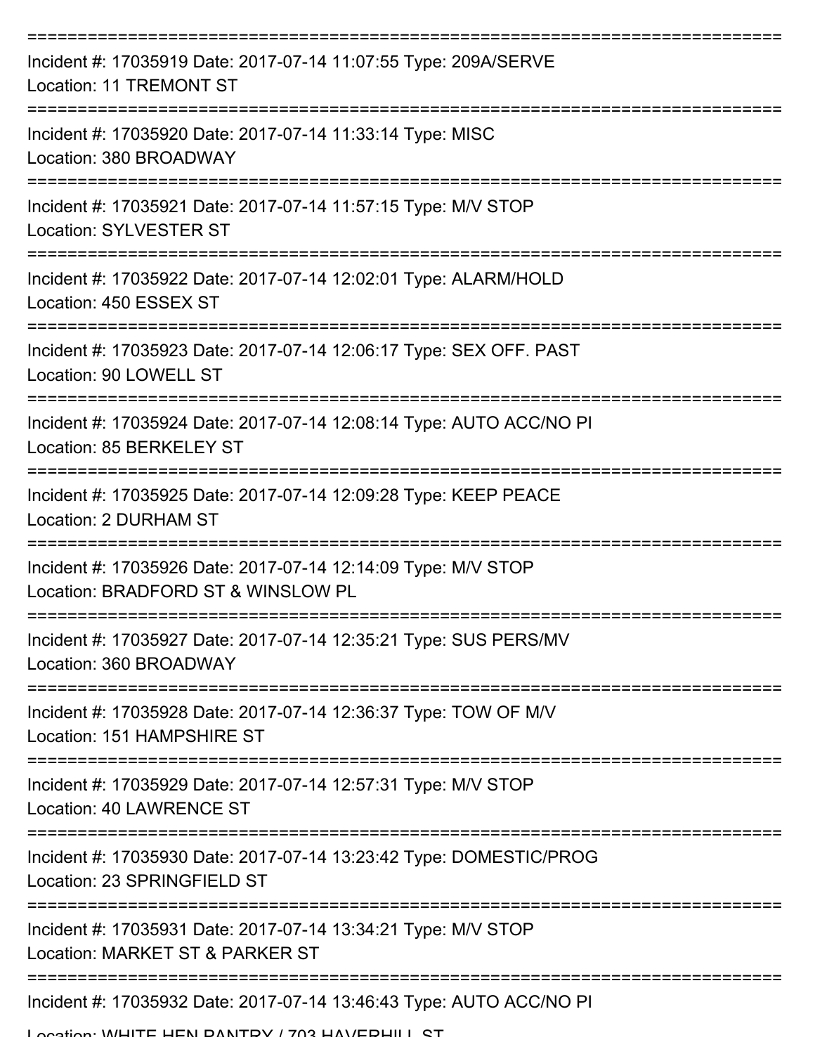===========================================================================

Incident #: 17035919 Date: 2017-07-14 11:07:55 Type: 209A/SERVE

Location: 11 TREMONT ST

===========================================================================

Incident #: 17035920 Date: 2017-07-14 11:33:14 Type: MISC

Location: 380 BROADWAY

===========================================================================

Incident #: 17035921 Date: 2017-07-14 11:57:15 Type: M/V STOP

Location: SYLVESTER ST

===========================================================================

Incident #: 17035922 Date: 2017-07-14 12:02:01 Type: ALARM/HOLD

Location: 450 ESSEX ST

===========================================================================

Incident #: 17035923 Date: 2017-07-14 12:06:17 Type: SEX OFF. PAST

Location: 90 LOWELL ST

===========================================================================

Incident #: 17035924 Date: 2017-07-14 12:08:14 Type: AUTO ACC/NO PI

Location: 85 BERKELEY ST

===========================================================================

Incident #: 17035925 Date: 2017-07-14 12:09:28 Type: KEEP PEACE

Location: 2 DURHAM ST

===========================================================================

Incident #: 17035926 Date: 2017-07-14 12:14:09 Type: M/V STOP

Location: BRADFORD ST & WINSLOW PL

===========================================================================

Incident #: 17035927 Date: 2017-07-14 12:35:21 Type: SUS PERS/MV

Location: 360 BROADWAY

===========================================================================

Incident #: 17035928 Date: 2017-07-14 12:36:37 Type: TOW OF M/V

Location: 151 HAMPSHIRE ST

===========================================================================

Incident #: 17035929 Date: 2017-07-14 12:57:31 Type: M/V STOP

Location: 40 LAWRENCE ST

===========================================================================

Incident #: 17035930 Date: 2017-07-14 13:23:42 Type: DOMESTIC/PROG

Location: 23 SPRINGFIELD ST

===========================================================================

Incident #: 17035931 Date: 2017-07-14 13:34:21 Type: M/V STOP

Location: MARKET ST & PARKER ST

===========================================================================

Incident #: 17035932 Date: 2017-07-14 13:46:43 Type: AUTO ACC/NO PI

Location: WHITE HEN PANTRY / 703 HAVERHILL ST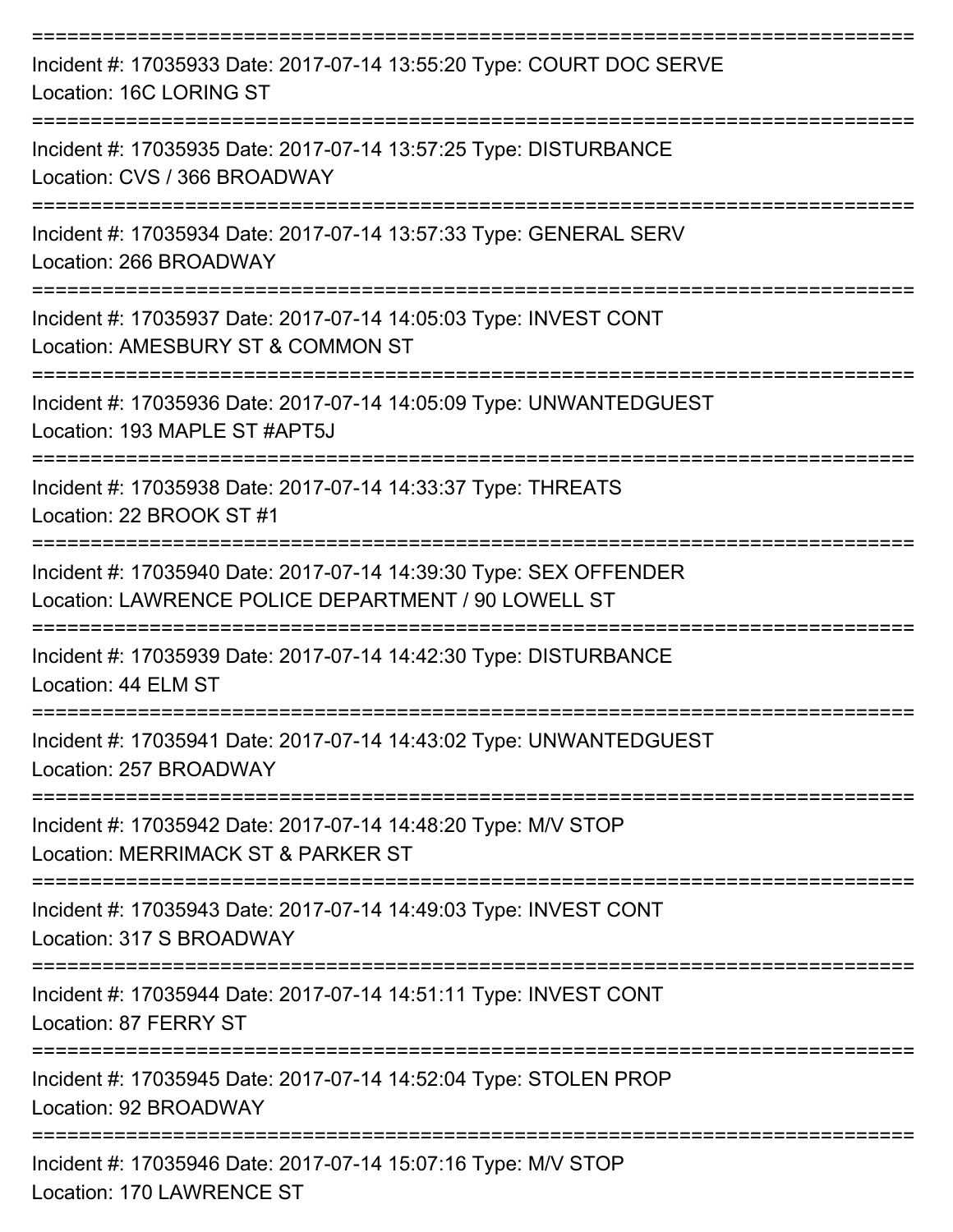===========================================================================

Incident #: 17035933 Date: 2017-07-14 13:55:20 Type: COURT DOC SERVE
Location: 16C LORING ST

===========================================================================

Incident #: 17035935 Date: 2017-07-14 13:57:25 Type: DISTURBANCE
Location: CVS / 366 BROADWAY

===========================================================================

Incident #: 17035934 Date: 2017-07-14 13:57:33 Type: GENERAL SERV
Location: 266 BROADWAY

===========================================================================

Incident #: 17035937 Date: 2017-07-14 14:05:03 Type: INVEST CONT
Location: AMESBURY ST & COMMON ST

===========================================================================

Incident #: 17035936 Date: 2017-07-14 14:05:09 Type: UNWANTEDGUEST
Location: 193 MAPLE ST #APT5J

===========================================================================

Incident #: 17035938 Date: 2017-07-14 14:33:37 Type: THREATS
Location: 22 BROOK ST #1

===========================================================================

Incident #: 17035940 Date: 2017-07-14 14:39:30 Type: SEX OFFENDER
Location: LAWRENCE POLICE DEPARTMENT / 90 LOWELL ST

===========================================================================

Incident #: 17035939 Date: 2017-07-14 14:42:30 Type: DISTURBANCE
Location: 44 ELM ST

===========================================================================

Incident #: 17035941 Date: 2017-07-14 14:43:02 Type: UNWANTEDGUEST
Location: 257 BROADWAY

===========================================================================

Incident #: 17035942 Date: 2017-07-14 14:48:20 Type: M/V STOP
Location: MERRIMACK ST & PARKER ST

===========================================================================

Incident #: 17035943 Date: 2017-07-14 14:49:03 Type: INVEST CONT
Location: 317 S BROADWAY

===========================================================================

Incident #: 17035944 Date: 2017-07-14 14:51:11 Type: INVEST CONT
Location: 87 FERRY ST

===========================================================================

Incident #: 17035945 Date: 2017-07-14 14:52:04 Type: STOLEN PROP
Location: 92 BROADWAY

===========================================================================

Incident #: 17035946 Date: 2017-07-14 15:07:16 Type: M/V STOP
Location: 170 LAWRENCE ST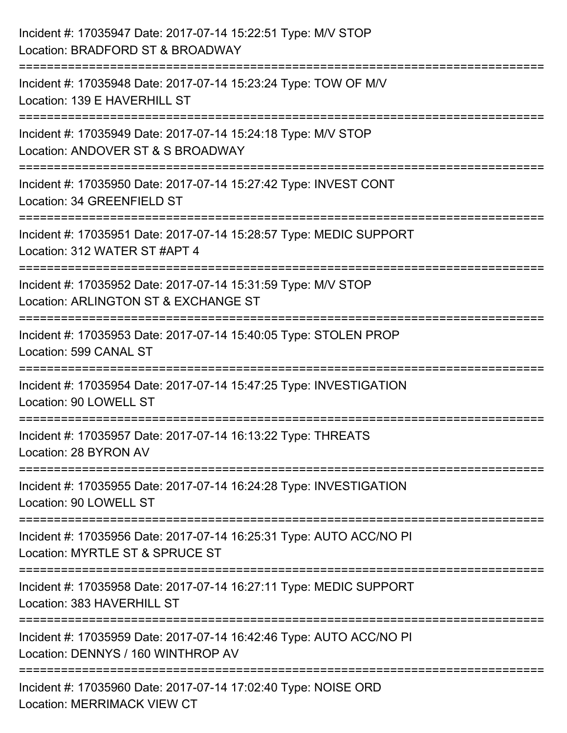Incident #: 17035947 Date: 2017-07-14 15:22:51 Type: M/V STOP
Location: BRADFORD ST & BROADWAY

===========================================================================

Incident #: 17035948 Date: 2017-07-14 15:23:24 Type: TOW OF M/V
Location: 139 E HAVERHILL ST

===========================================================================

Incident #: 17035949 Date: 2017-07-14 15:24:18 Type: M/V STOP
Location: ANDOVER ST & S BROADWAY

===========================================================================

Incident #: 17035950 Date: 2017-07-14 15:27:42 Type: INVEST CONT
Location: 34 GREENFIELD ST

===========================================================================

Incident #: 17035951 Date: 2017-07-14 15:28:57 Type: MEDIC SUPPORT
Location: 312 WATER ST #APT 4

===========================================================================

Incident #: 17035952 Date: 2017-07-14 15:31:59 Type: M/V STOP
Location: ARLINGTON ST & EXCHANGE ST

===========================================================================

Incident #: 17035953 Date: 2017-07-14 15:40:05 Type: STOLEN PROP
Location: 599 CANAL ST

===========================================================================

Incident #: 17035954 Date: 2017-07-14 15:47:25 Type: INVESTIGATION
Location: 90 LOWELL ST

===========================================================================

Incident #: 17035957 Date: 2017-07-14 16:13:22 Type: THREATS
Location: 28 BYRON AV

===========================================================================

Incident #: 17035955 Date: 2017-07-14 16:24:28 Type: INVESTIGATION
Location: 90 LOWELL ST

===========================================================================

Incident #: 17035956 Date: 2017-07-14 16:25:31 Type: AUTO ACC/NO PI
Location: MYRTLE ST & SPRUCE ST

===========================================================================

Incident #: 17035958 Date: 2017-07-14 16:27:11 Type: MEDIC SUPPORT
Location: 383 HAVERHILL ST

===========================================================================

Incident #: 17035959 Date: 2017-07-14 16:42:46 Type: AUTO ACC/NO PI
Location: DENNYS / 160 WINTHROP AV

===========================================================================

Incident #: 17035960 Date: 2017-07-14 17:02:40 Type: NOISE ORD
Location: MERRIMACK VIEW CT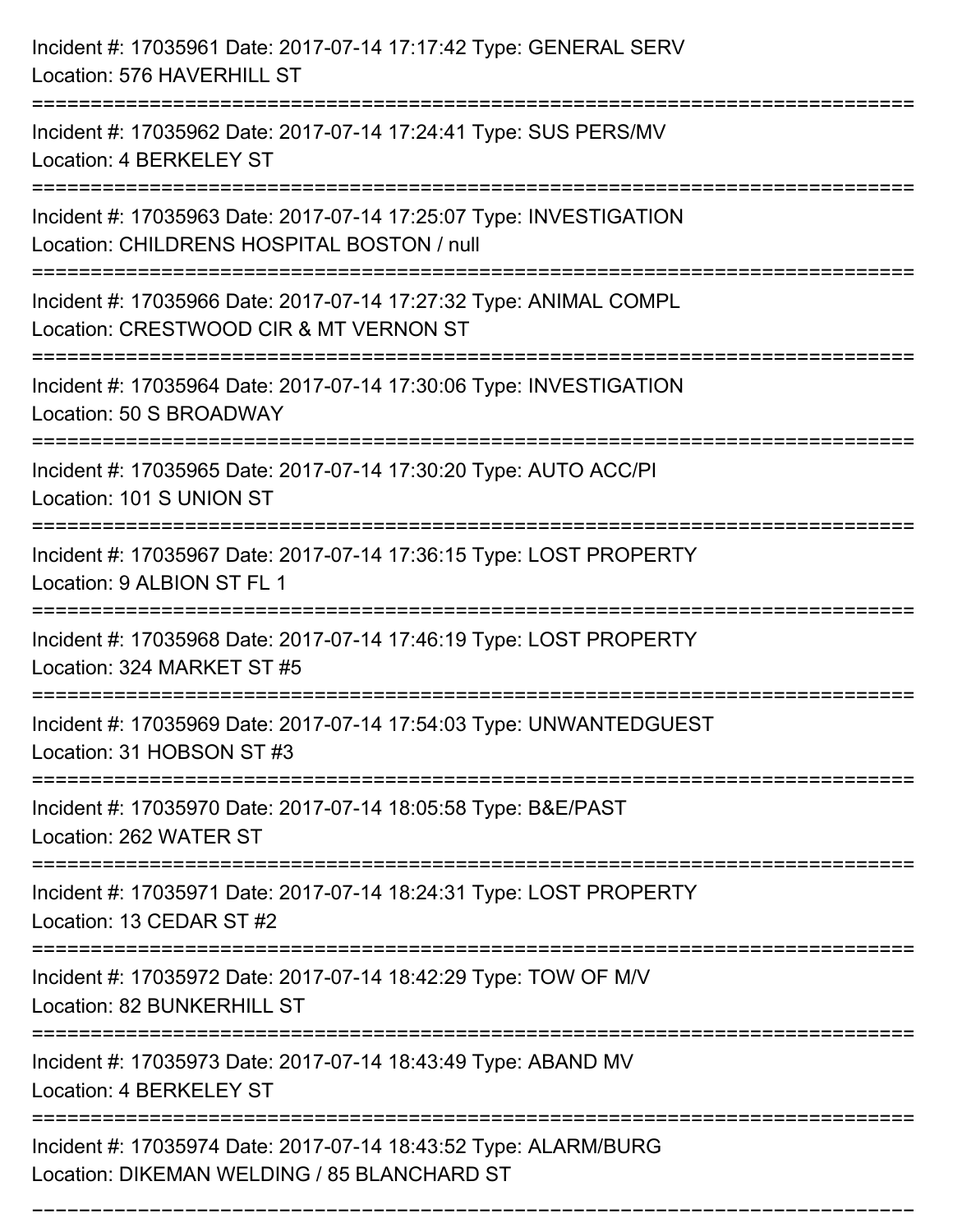Incident #: 17035961 Date: 2017-07-14 17:17:42 Type: GENERAL SERV
Location: 576 HAVERHILL ST

===========================================================================

Incident #: 17035962 Date: 2017-07-14 17:24:41 Type: SUS PERS/MV
Location: 4 BERKELEY ST

===========================================================================

Incident #: 17035963 Date: 2017-07-14 17:25:07 Type: INVESTIGATION
Location: CHILDRENS HOSPITAL BOSTON / null

===========================================================================

Incident #: 17035966 Date: 2017-07-14 17:27:32 Type: ANIMAL COMPL
Location: CRESTWOOD CIR & MT VERNON ST

===========================================================================

Incident #: 17035964 Date: 2017-07-14 17:30:06 Type: INVESTIGATION
Location: 50 S BROADWAY

===========================================================================

Incident #: 17035965 Date: 2017-07-14 17:30:20 Type: AUTO ACC/PI
Location: 101 S UNION ST

===========================================================================

Incident #: 17035967 Date: 2017-07-14 17:36:15 Type: LOST PROPERTY
Location: 9 ALBION ST FL 1

===========================================================================

Incident #: 17035968 Date: 2017-07-14 17:46:19 Type: LOST PROPERTY
Location: 324 MARKET ST #5

===========================================================================

Incident #: 17035969 Date: 2017-07-14 17:54:03 Type: UNWANTEDGUEST
Location: 31 HOBSON ST #3

===========================================================================

Incident #: 17035970 Date: 2017-07-14 18:05:58 Type: B&E/PAST
Location: 262 WATER ST

===========================================================================

Incident #: 17035971 Date: 2017-07-14 18:24:31 Type: LOST PROPERTY
Location: 13 CEDAR ST #2

===========================================================================

Incident #: 17035972 Date: 2017-07-14 18:42:29 Type: TOW OF M/V
Location: 82 BUNKERHILL ST

===========================================================================

Incident #: 17035973 Date: 2017-07-14 18:43:49 Type: ABAND MV
Location: 4 BERKELEY ST

===========================================================================

Incident #: 17035974 Date: 2017-07-14 18:43:52 Type: ALARM/BURG
Location: DIKEMAN WELDING / 85 BLANCHARD ST

===========================================================================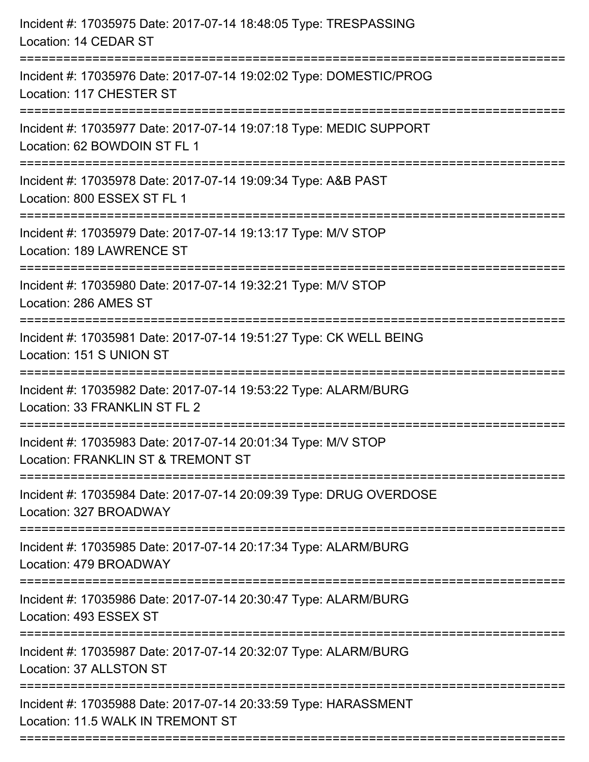Incident #: 17035975 Date: 2017-07-14 18:48:05 Type: TRESPASSING
Location: 14 CEDAR ST

===========================================================================

Incident #: 17035976 Date: 2017-07-14 19:02:02 Type: DOMESTIC/PROG
Location: 117 CHESTER ST

===========================================================================

Incident #: 17035977 Date: 2017-07-14 19:07:18 Type: MEDIC SUPPORT
Location: 62 BOWDOIN ST FL 1

===========================================================================

Incident #: 17035978 Date: 2017-07-14 19:09:34 Type: A&B PAST
Location: 800 ESSEX ST FL 1

===========================================================================

Incident #: 17035979 Date: 2017-07-14 19:13:17 Type: M/V STOP
Location: 189 LAWRENCE ST

===========================================================================

Incident #: 17035980 Date: 2017-07-14 19:32:21 Type: M/V STOP
Location: 286 AMES ST

===========================================================================

Incident #: 17035981 Date: 2017-07-14 19:51:27 Type: CK WELL BEING
Location: 151 S UNION ST

===========================================================================

Incident #: 17035982 Date: 2017-07-14 19:53:22 Type: ALARM/BURG
Location: 33 FRANKLIN ST FL 2

===========================================================================

Incident #: 17035983 Date: 2017-07-14 20:01:34 Type: M/V STOP
Location: FRANKLIN ST & TREMONT ST

===========================================================================

Incident #: 17035984 Date: 2017-07-14 20:09:39 Type: DRUG OVERDOSE
Location: 327 BROADWAY

===========================================================================

Incident #: 17035985 Date: 2017-07-14 20:17:34 Type: ALARM/BURG
Location: 479 BROADWAY

===========================================================================

Incident #: 17035986 Date: 2017-07-14 20:30:47 Type: ALARM/BURG
Location: 493 ESSEX ST

===========================================================================

Incident #: 17035987 Date: 2017-07-14 20:32:07 Type: ALARM/BURG
Location: 37 ALLSTON ST

===========================================================================

Incident #: 17035988 Date: 2017-07-14 20:33:59 Type: HARASSMENT
Location: 11.5 WALK IN TREMONT ST

===========================================================================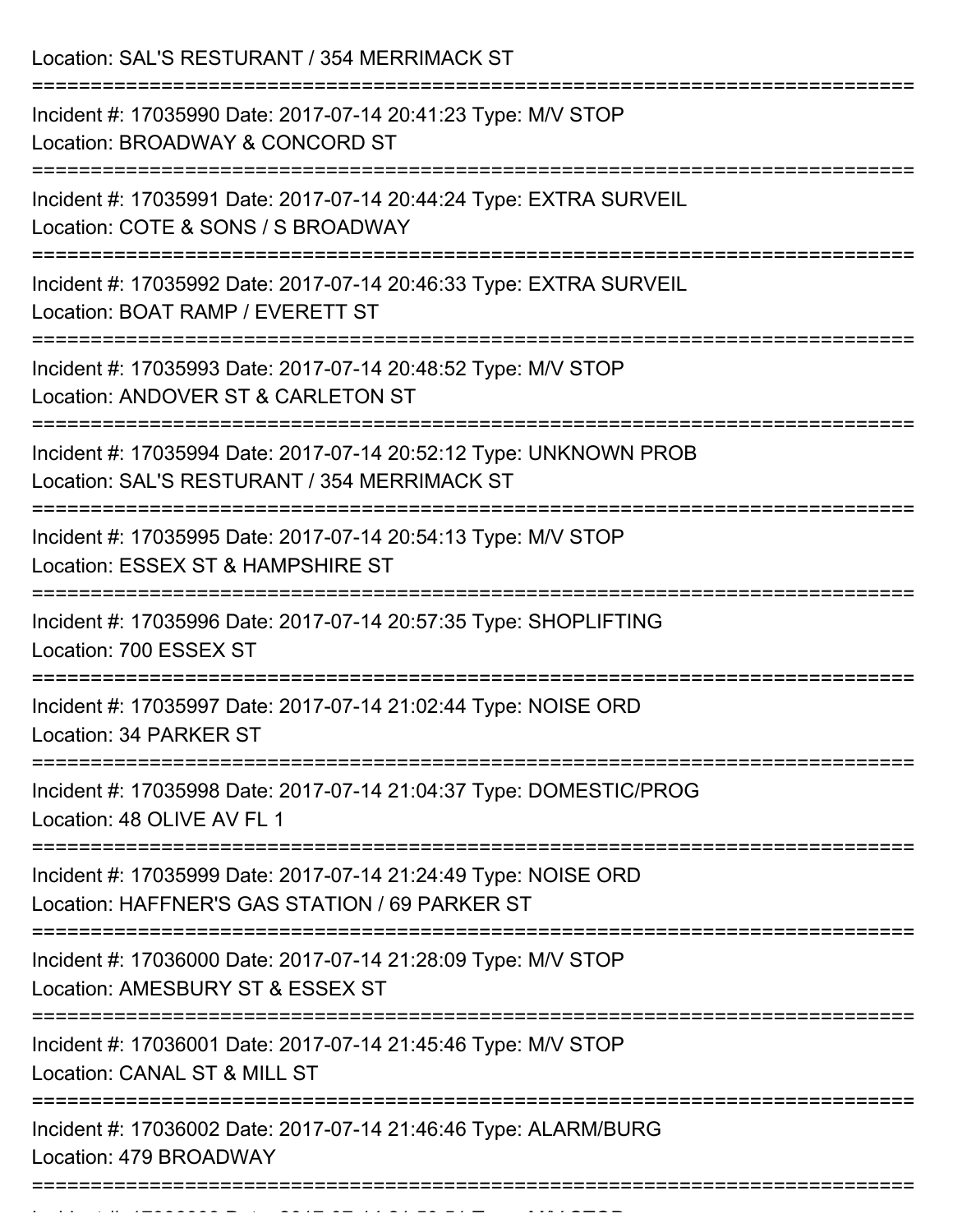Location: SAL'S RESTURANT / 354 MERRIMACK ST

===========================================================================

Incident #: 17035990 Date: 2017-07-14 20:41:23 Type: M/V STOP
Location: BROADWAY & CONCORD ST

===========================================================================

Incident #: 17035991 Date: 2017-07-14 20:44:24 Type: EXTRA SURVEIL
Location: COTE & SONS / S BROADWAY

===========================================================================

Incident #: 17035992 Date: 2017-07-14 20:46:33 Type: EXTRA SURVEIL
Location: BOAT RAMP / EVERETT ST

===========================================================================

Incident #: 17035993 Date: 2017-07-14 20:48:52 Type: M/V STOP
Location: ANDOVER ST & CARLETON ST

===========================================================================

Incident #: 17035994 Date: 2017-07-14 20:52:12 Type: UNKNOWN PROB
Location: SAL'S RESTURANT / 354 MERRIMACK ST

===========================================================================

Incident #: 17035995 Date: 2017-07-14 20:54:13 Type: M/V STOP
Location: ESSEX ST & HAMPSHIRE ST

===========================================================================

Incident #: 17035996 Date: 2017-07-14 20:57:35 Type: SHOPLIFTING
Location: 700 ESSEX ST

===========================================================================

Incident #: 17035997 Date: 2017-07-14 21:02:44 Type: NOISE ORD
Location: 34 PARKER ST

===========================================================================

Incident #: 17035998 Date: 2017-07-14 21:04:37 Type: DOMESTIC/PROG
Location: 48 OLIVE AV FL 1

===========================================================================

Incident #: 17035999 Date: 2017-07-14 21:24:49 Type: NOISE ORD
Location: HAFFNER'S GAS STATION / 69 PARKER ST

===========================================================================

Incident #: 17036000 Date: 2017-07-14 21:28:09 Type: M/V STOP
Location: AMESBURY ST & ESSEX ST

===========================================================================

Incident #: 17036001 Date: 2017-07-14 21:45:46 Type: M/V STOP
Location: CANAL ST & MILL ST

===========================================================================

Incident #: 17036002 Date: 2017-07-14 21:46:46 Type: ALARM/BURG
Location: 479 BROADWAY

===========================================================================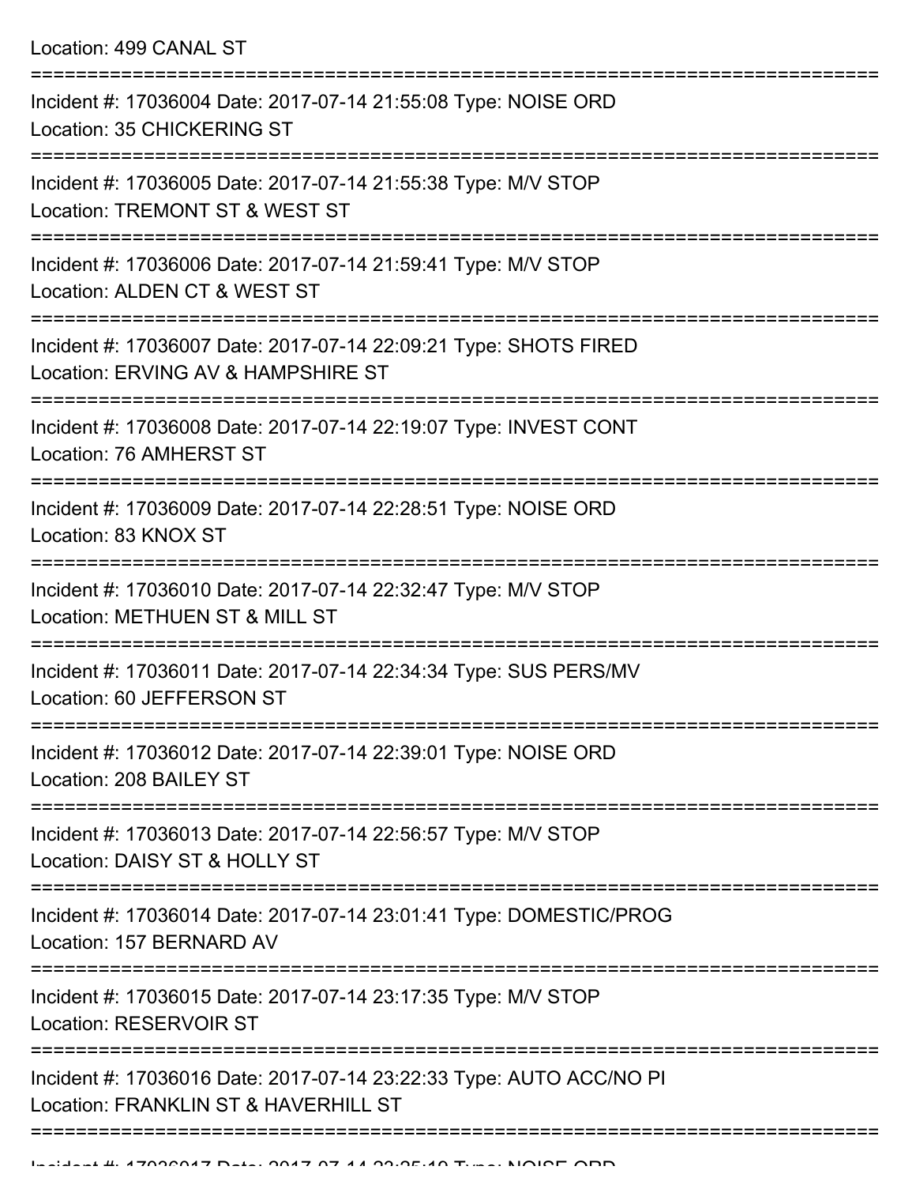Location: 499 CANAL ST

===========================================================================

Incident #: 17036004 Date: 2017-07-14 21:55:08 Type: NOISE ORD
Location: 35 CHICKERING ST

===========================================================================

Incident #: 17036005 Date: 2017-07-14 21:55:38 Type: M/V STOP
Location: TREMONT ST & WEST ST

===========================================================================

Incident #: 17036006 Date: 2017-07-14 21:59:41 Type: M/V STOP
Location: ALDEN CT & WEST ST

===========================================================================

Incident #: 17036007 Date: 2017-07-14 22:09:21 Type: SHOTS FIRED
Location: ERVING AV & HAMPSHIRE ST

===========================================================================

Incident #: 17036008 Date: 2017-07-14 22:19:07 Type: INVEST CONT
Location: 76 AMHERST ST

===========================================================================

Incident #: 17036009 Date: 2017-07-14 22:28:51 Type: NOISE ORD
Location: 83 KNOX ST

===========================================================================

Incident #: 17036010 Date: 2017-07-14 22:32:47 Type: M/V STOP
Location: METHUEN ST & MILL ST

===========================================================================

Incident #: 17036011 Date: 2017-07-14 22:34:34 Type: SUS PERS/MV
Location: 60 JEFFERSON ST

===========================================================================

Incident #: 17036012 Date: 2017-07-14 22:39:01 Type: NOISE ORD
Location: 208 BAILEY ST

===========================================================================

Incident #: 17036013 Date: 2017-07-14 22:56:57 Type: M/V STOP
Location: DAISY ST & HOLLY ST

===========================================================================

Incident #: 17036014 Date: 2017-07-14 23:01:41 Type: DOMESTIC/PROG
Location: 157 BERNARD AV

===========================================================================

Incident #: 17036015 Date: 2017-07-14 23:17:35 Type: M/V STOP
Location: RESERVOIR ST

===========================================================================

Incident #: 17036016 Date: 2017-07-14 23:22:33 Type: AUTO ACC/NO PI
Location: FRANKLIN ST & HAVERHILL ST

===========================================================================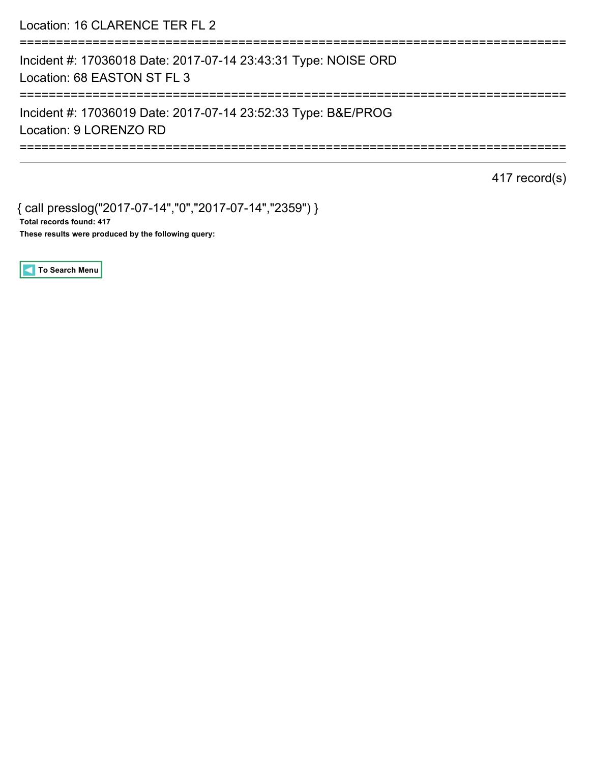Location: 16 CLARENCE TER FL 2

===========================================================================

Incident #: 17036018 Date: 2017-07-14 23:43:31 Type: NOISE ORD

Location: 68 EASTON ST FL 3

===========================================================================

Incident #: 17036019 Date: 2017-07-14 23:52:33 Type: B&E/PROG

Location: 9 LORENZO RD

===========================================================================

---

417 record(s)

{ call presslog("2017-07-14","0","2017-07-14","2359") }

**Total records found: 417**

**These results were produced by the following query:**

**To Search Menu**